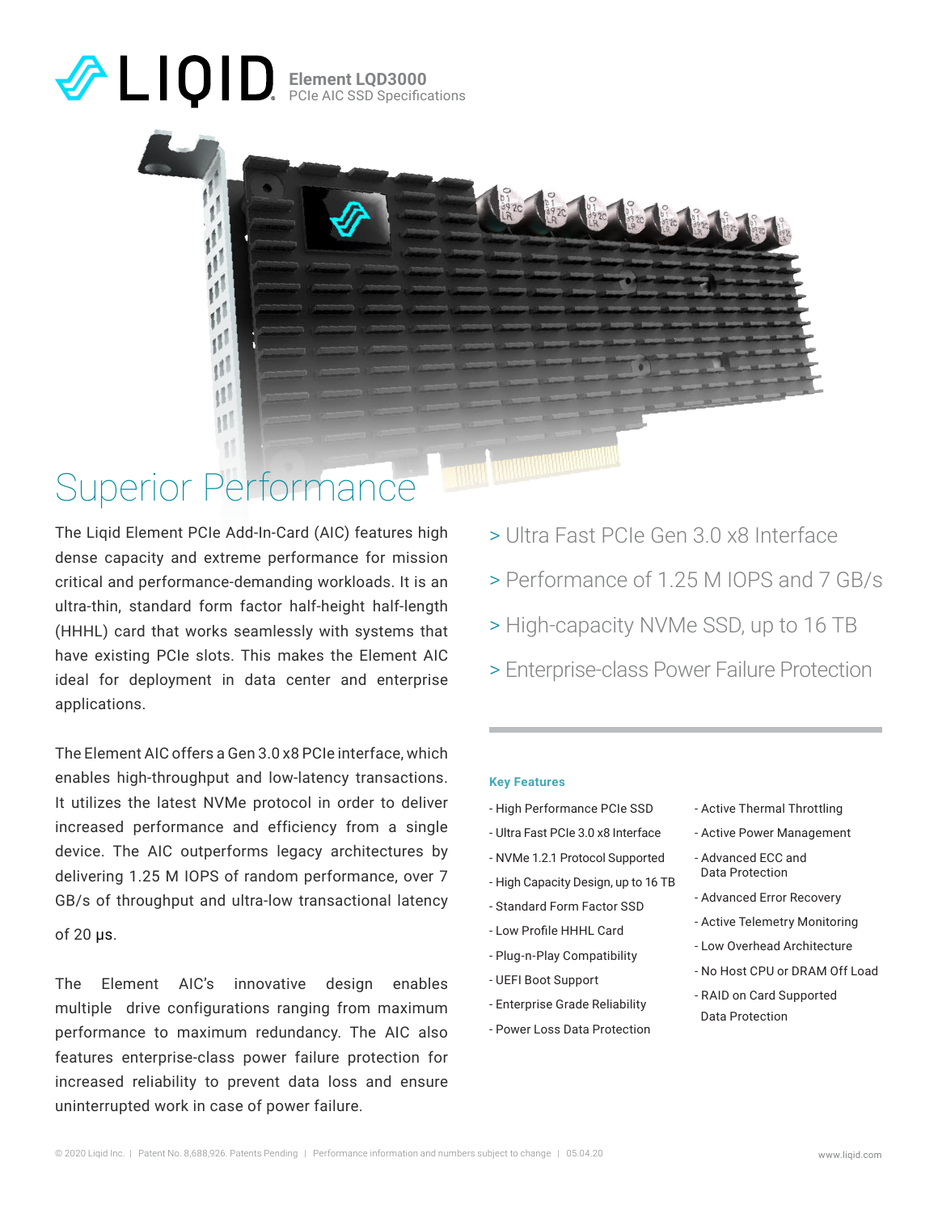# LIQID Element LQD3000

PCIe AIC SSD Specifications

## Superior Performance

The Liqid Element PCIe Add-In-Card (AIC) features high dense capacity and extreme performance for mission critical and performance-demanding workloads. It is an ultra-thin, standard form factor half-height half-length (HHHL) card that works seamlessly with systems that have existing PCIe slots. This makes the Element AIC ideal for deployment in data center and enterprise applications.

The Element AIC offers a Gen 3.0 x8 PCIe interface, which enables high-throughput and low-latency transactions. It utilizes the latest NVMe protocol in order to deliver increased performance and efficiency from a single device. The AIC outperforms legacy architectures by delivering 1.25 M IOPS of random performance, over 7 GB/s of throughput and ultra-low transactional latency of 20 μs.

The Element AIC's innovative design enables multiple drive configurations ranging from maximum performance to maximum redundancy. The AIC also features enterprise-class power failure protection for increased reliability to prevent data loss and ensure uninterrupted work in case of power failure.

> Ultra Fast PCIe Gen 3.0 x8 Interface

> Performance of 1.25 M IOPS and 7 GB/s

> High-capacity NVMe SSD, up to 16 TB

> Enterprise-class Power Failure Protection

### Key Features

- High Performance PCIe SSD
- Ultra Fast PCIe 3.0 x8 Interface
- NVMe 1.2.1 Protocol Supported
- High Capacity Design, up to 16 TB
- Standard Form Factor SSD
- Low Profile HHHL Card
- Plug-n-Play Compatibility
- UEFI Boot Support
- Enterprise Grade Reliability
- Power Loss Data Protection
- Active Thermal Throttling
- Active Power Management
- Advanced ECC and Data Protection
- Advanced Error Recovery
- Active Telemetry Monitoring
- Low Overhead Architecture
- No Host CPU or DRAM Off Load
- RAID on Card Supported Data Protection

© 2020 Liqid Inc. | Patent No. 8,688,926. Patents Pending | Performance information and numbers subject to change | 05.04.20

www.liqid.com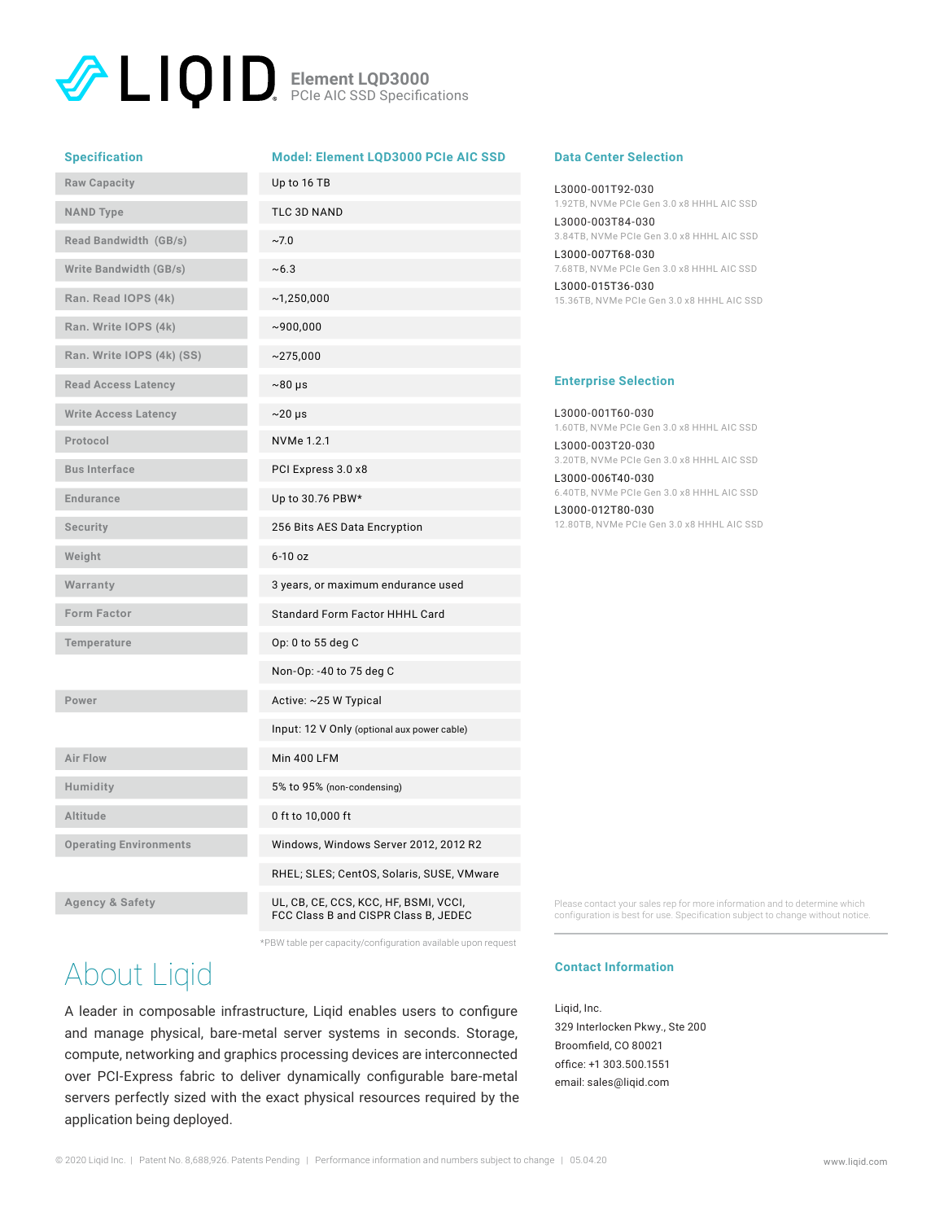# LIQID

## Element LQD3000
PCIe AIC SSD Specifications

| Specification | Model: Element LQD3000 PCIe AIC SSD |
|---|---|
| Raw Capacity | Up to 16 TB |
| NAND Type | TLC 3D NAND |
| Read Bandwidth (GB/s) | ~7.0 |
| Write Bandwidth (GB/s) | ~6.3 |
| Ran. Read IOPS (4k) | ~1,250,000 |
| Ran. Write IOPS (4k) | ~900,000 |
| Ran. Write IOPS (4k) (SS) | ~275,000 |
| Read Access Latency | ~80 μs |
| Write Access Latency | ~20 μs |
| Protocol | NVMe 1.2.1 |
| Bus Interface | PCI Express 3.0 x8 |
| Endurance | Up to 30.76 PBW* |
| Security | 256 Bits AES Data Encryption |
| Weight | 6-10 oz |
| Warranty | 3 years, or maximum endurance used |
| Form Factor | Standard Form Factor HHHL Card |
| Temperature | Op: 0 to 55 deg C |
| | Non-Op: -40 to 75 deg C |
| Power | Active: ~25 W Typical |
| | Input: 12 V Only (optional aux power cable) |
| Air Flow | Min 400 LFM |
| Humidity | 5% to 95% (non-condensing) |
| Altitude | 0 ft to 10,000 ft |
| Operating Environments | Windows, Windows Server 2012, 2012 R2 |
| | RHEL; SLES; CentOS, Solaris, SUSE, VMware |
| Agency & Safety | UL, CB, CE, CCS, KCC, HF, BSMI, VCCI, FCC Class B and CISPR Class B, JEDEC |

*PBW table per capacity/configuration available upon request

### Data Center Selection

L3000-001T92-030
1.92TB, NVMe PCIe Gen 3.0 x8 HHHL AIC SSD

L3000-003T84-030
3.84TB, NVMe PCIe Gen 3.0 x8 HHHL AIC SSD

L3000-007T68-030
7.68TB, NVMe PCIe Gen 3.0 x8 HHHL AIC SSD

L3000-015T36-030
15.36TB, NVMe PCIe Gen 3.0 x8 HHHL AIC SSD

### Enterprise Selection

L3000-001T60-030
1.60TB, NVMe PCIe Gen 3.0 x8 HHHL AIC SSD

L3000-003T20-030
3.20TB, NVMe PCIe Gen 3.0 x8 HHHL AIC SSD

L3000-006T40-030
6.40TB, NVMe PCIe Gen 3.0 x8 HHHL AIC SSD

L3000-012T80-030
12.80TB, NVMe PCIe Gen 3.0 x8 HHHL AIC SSD

Please contact your sales rep for more information and to determine which configuration is best for use. Specification subject to change without notice.

## About Liqid

A leader in composable infrastructure, Liqid enables users to configure and manage physical, bare-metal server systems in seconds. Storage, compute, networking and graphics processing devices are interconnected over PCI-Express fabric to deliver dynamically configurable bare-metal servers perfectly sized with the exact physical resources required by the application being deployed.

### Contact Information

Liqid, Inc.
329 Interlocken Pkwy., Ste 200
Broomfield, CO 80021
office: +1 303.500.1551
email: sales@liqid.com

© 2020 Liqid Inc. | Patent No. 8,688,926. Patents Pending | Performance information and numbers subject to change | 05.04.20

www.liqid.com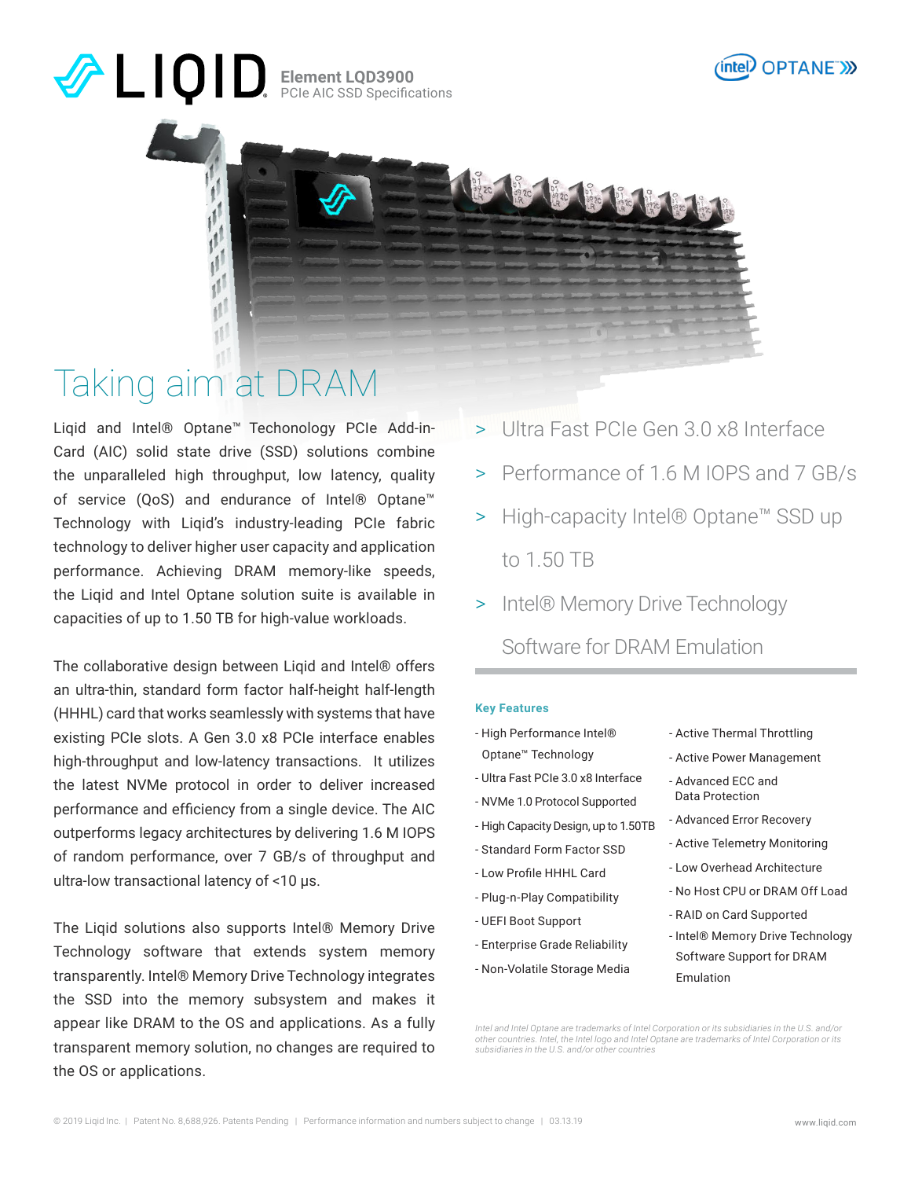# Element LQD3900

PCIe AIC SSD Specifications

## Taking aim at DRAM

Liqid and Intel® Optane™ Techonology PCIe Add-in-Card (AIC) solid state drive (SSD) solutions combine the unparalleled high throughput, low latency, quality of service (QoS) and endurance of Intel® Optane™ Technology with Liqid's industry-leading PCIe fabric technology to deliver higher user capacity and application performance. Achieving DRAM memory-like speeds, the Liqid and Intel Optane solution suite is available in capacities of up to 1.50 TB for high-value workloads.

The collaborative design between Liqid and Intel® offers an ultra-thin, standard form factor half-height half-length (HHHL) card that works seamlessly with systems that have existing PCIe slots. A Gen 3.0 x8 PCIe interface enables high-throughput and low-latency transactions. It utilizes the latest NVMe protocol in order to deliver increased performance and efficiency from a single device. The AIC outperforms legacy architectures by delivering 1.6 M IOPS of random performance, over 7 GB/s of throughput and ultra-low transactional latency of <10 µs.

The Liqid solutions also supports Intel® Memory Drive Technology software that extends system memory transparently. Intel® Memory Drive Technology integrates the SSD into the memory subsystem and makes it appear like DRAM to the OS and applications. As a fully transparent memory solution, no changes are required to the OS or applications.

> Ultra Fast PCIe Gen 3.0 x8 Interface

> Performance of 1.6 M IOPS and 7 GB/s

> High-capacity Intel® Optane™ SSD up to 1.50 TB

> Intel® Memory Drive Technology Software for DRAM Emulation

### Key Features

- High Performance Intel® Optane™ Technology
- Ultra Fast PCIe 3.0 x8 Interface
- NVMe 1.0 Protocol Supported
- High Capacity Design, up to 1.50TB
- Standard Form Factor SSD
- Low Profile HHHL Card
- Plug-n-Play Compatibility
- UEFI Boot Support
- Enterprise Grade Reliability
- Non-Volatile Storage Media
- Active Thermal Throttling
- Active Power Management
- Advanced ECC and Data Protection
- Advanced Error Recovery
- Active Telemetry Monitoring
- Low Overhead Architecture
- No Host CPU or DRAM Off Load
- RAID on Card Supported
- Intel® Memory Drive Technology Software Support for DRAM Emulation

*Intel and Intel Optane are trademarks of Intel Corporation or its subsidiaries in the U.S. and/or other countries. Intel, the Intel logo and Intel Optane are trademarks of Intel Corporation or its subsidiaries in the U.S. and/or other countries*

© 2019 Liqid Inc. | Patent No. 8,688,926. Patents Pending | Performance information and numbers subject to change | 03.13.19

www.liqid.com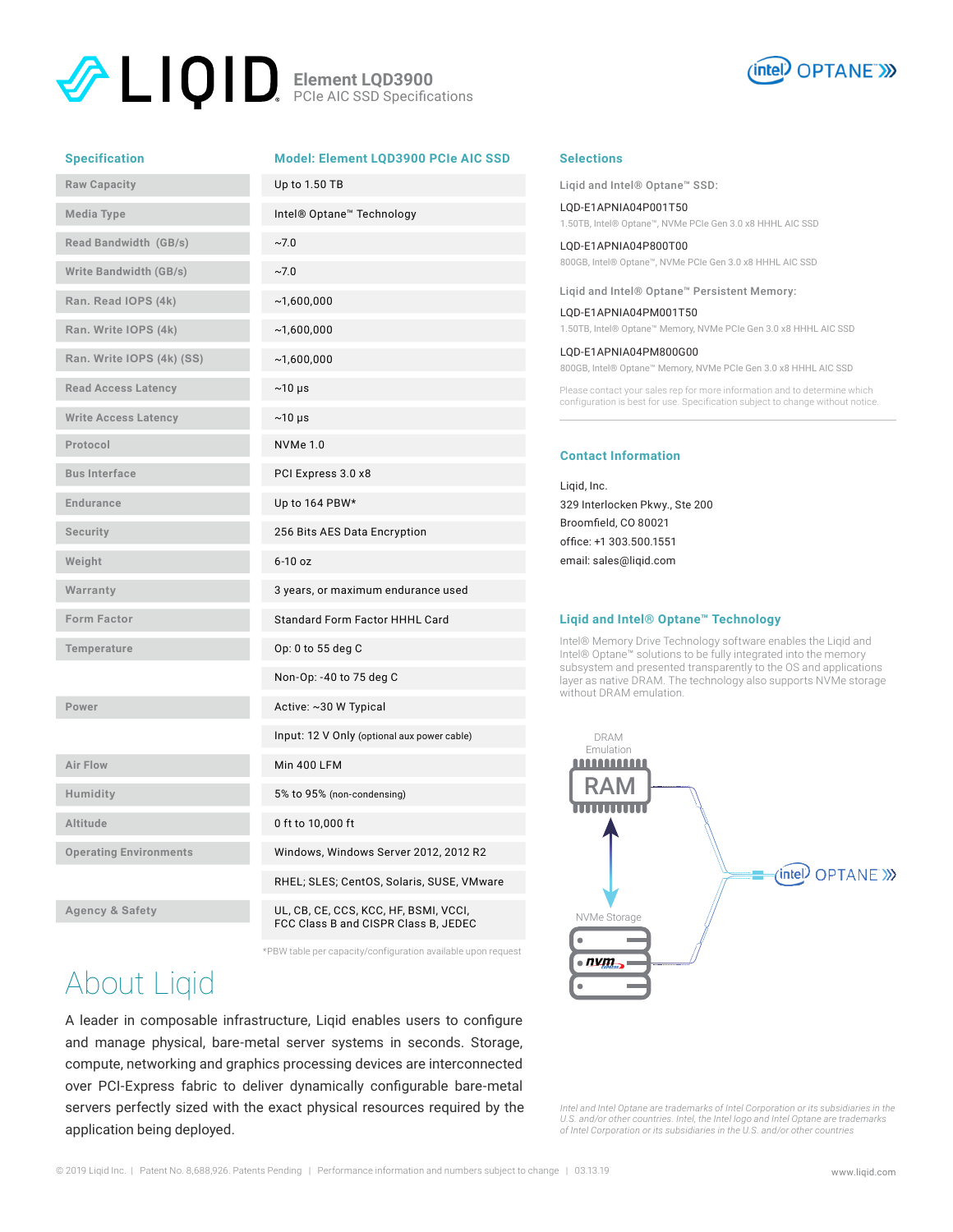# LIQID Element LQD3900

PCIe AIC SSD Specifications

| Specification | Model: Element LQD3900 PCIe AIC SSD |
|---|---|
| Raw Capacity | Up to 1.50 TB |
| Media Type | Intel® Optane™ Technology |
| Read Bandwidth (GB/s) | ~7.0 |
| Write Bandwidth (GB/s) | ~7.0 |
| Ran. Read IOPS (4k) | ~1,600,000 |
| Ran. Write IOPS (4k) | ~1,600,000 |
| Ran. Write IOPS (4k) (SS) | ~1,600,000 |
| Read Access Latency | ~10 µs |
| Write Access Latency | ~10 µs |
| Protocol | NVMe 1.0 |
| Bus Interface | PCI Express 3.0 x8 |
| Endurance | Up to 164 PBW* |
| Security | 256 Bits AES Data Encryption |
| Weight | 6-10 oz |
| Warranty | 3 years, or maximum endurance used |
| Form Factor | Standard Form Factor HHHL Card |
| Temperature | Op: 0 to 55 deg C |
| | Non-Op: -40 to 75 deg C |
| Power | Active: ~30 W Typical |
| | Input: 12 V Only (optional aux power cable) |
| Air Flow | Min 400 LFM |
| Humidity | 5% to 95% (non-condensing) |
| Altitude | 0 ft to 10,000 ft |
| Operating Environments | Windows, Windows Server 2012, 2012 R2 |
| | RHEL; SLES; CentOS, Solaris, SUSE, VMware |
| Agency & Safety | UL, CB, CE, CCS, KCC, HF, BSMI, VCCI, FCC Class B and CISPR Class B, JEDEC |

*PBW table per capacity/configuration available upon request

## About Liqid

A leader in composable infrastructure, Liqid enables users to configure and manage physical, bare-metal server systems in seconds. Storage, compute, networking and graphics processing devices are interconnected over PCI-Express fabric to deliver dynamically configurable bare-metal servers perfectly sized with the exact physical resources required by the application being deployed.

## Selections

Liqid and Intel® Optane™ SSD:

LQD-E1APNIA04P001T50
1.50TB, Intel® Optane™, NVMe PCIe Gen 3.0 x8 HHHL AIC SSD

LQD-E1APNIA04P800T00
800GB, Intel® Optane™, NVMe PCIe Gen 3.0 x8 HHHL AIC SSD

Liqid and Intel® Optane™ Persistent Memory:

LQD-E1APNIA04PM001T50
1.50TB, Intel® Optane™ Memory, NVMe PCIe Gen 3.0 x8 HHHL AIC SSD

LQD-E1APNIA04PM800G00
800GB, Intel® Optane™ Memory, NVMe PCIe Gen 3.0 x8 HHHL AIC SSD

Please contact your sales rep for more information and to determine which configuration is best for use. Specification subject to change without notice.

## Contact Information

Liqid, Inc.
329 Interlocken Pkwy., Ste 200
Broomfield, CO 80021
office: +1 303.500.1551
email: sales@liqid.com

## Liqid and Intel® Optane™ Technology

Intel® Memory Drive Technology software enables the Liqid and Intel® Optane™ solutions to be fully integrated into the memory subsystem and presented transparently to the OS and applications layer as native DRAM. The technology also supports NVMe storage without DRAM emulation.

DRAM Emulation — RAM — NVMe Storage — intel OPTANE

*Intel and Intel Optane are trademarks of Intel Corporation or its subsidiaries in the U.S. and/or other countries. Intel, the Intel logo and Intel Optane are trademarks of Intel Corporation or its subsidiaries in the U.S. and/or other countries*

© 2019 Liqid Inc. | Patent No. 8,688,926. Patents Pending | Performance information and numbers subject to change | 03.13.19 — www.liqid.com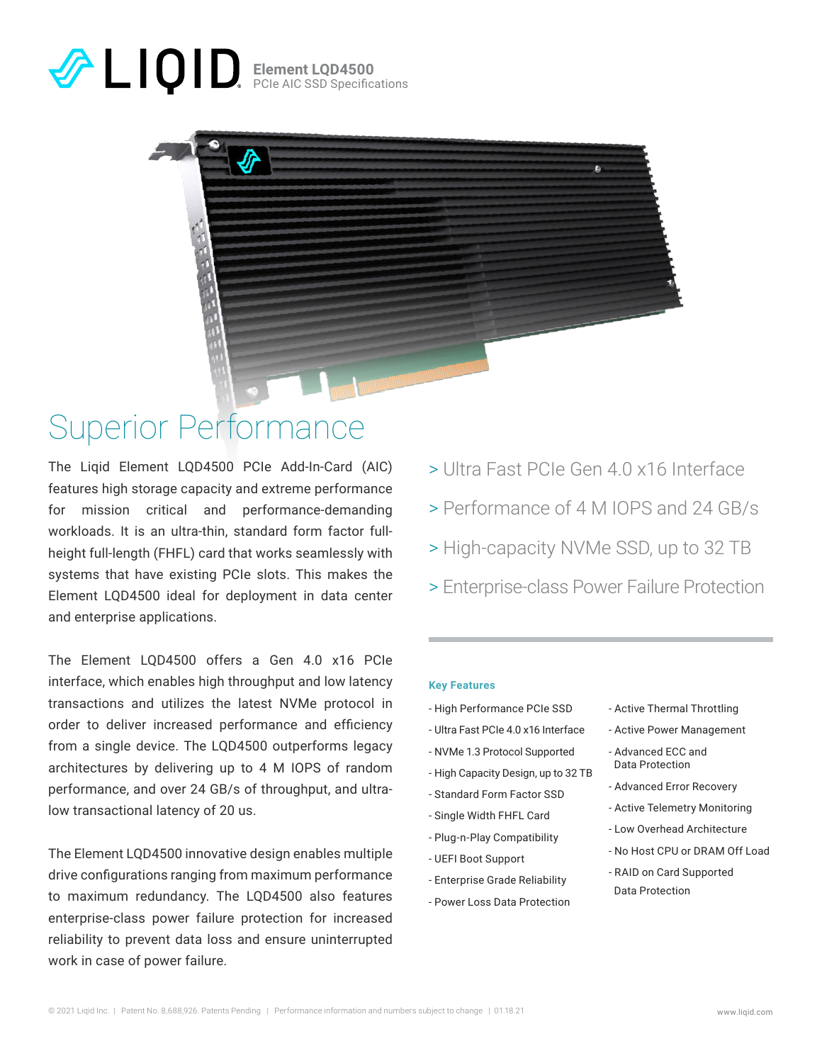# Element LQD4500

PCIe AIC SSD Specifications

## Superior Performance

The Liqid Element LQD4500 PCIe Add-In-Card (AIC) features high storage capacity and extreme performance for mission critical and performance-demanding workloads. It is an ultra-thin, standard form factor full-height full-length (FHFL) card that works seamlessly with systems that have existing PCIe slots. This makes the Element LQD4500 ideal for deployment in data center and enterprise applications.

The Element LQD4500 offers a Gen 4.0 x16 PCIe interface, which enables high throughput and low latency transactions and utilizes the latest NVMe protocol in order to deliver increased performance and efficiency from a single device. The LQD4500 outperforms legacy architectures by delivering up to 4 M IOPS of random performance, and over 24 GB/s of throughput, and ultra-low transactional latency of 20 us.

The Element LQD4500 innovative design enables multiple drive configurations ranging from maximum performance to maximum redundancy. The LQD4500 also features enterprise-class power failure protection for increased reliability to prevent data loss and ensure uninterrupted work in case of power failure.

> Ultra Fast PCIe Gen 4.0 x16 Interface

> Performance of 4 M IOPS and 24 GB/s

> High-capacity NVMe SSD, up to 32 TB

> Enterprise-class Power Failure Protection

### Key Features

- High Performance PCIe SSD
- Ultra Fast PCIe 4.0 x16 Interface
- NVMe 1.3 Protocol Supported
- High Capacity Design, up to 32 TB
- Standard Form Factor SSD
- Single Width FHFL Card
- Plug-n-Play Compatibility
- UEFI Boot Support
- Enterprise Grade Reliability
- Power Loss Data Protection
- Active Thermal Throttling
- Active Power Management
- Advanced ECC and Data Protection
- Advanced Error Recovery
- Active Telemetry Monitoring
- Low Overhead Architecture
- No Host CPU or DRAM Off Load
- RAID on Card Supported Data Protection

© 2021 Liqid Inc. | Patent No. 8,688,926. Patents Pending | Performance information and numbers subject to change | 01.18.21

www.liqid.com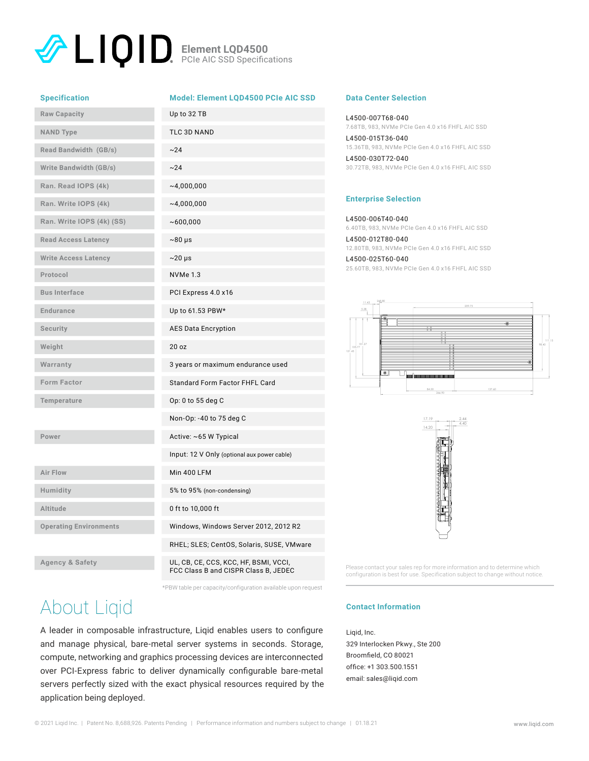# LIQID

**Element LQD4500**
PCIe AIC SSD Specifications

| Specification | Model: Element LQD4500 PCIe AIC SSD |
|---|---|
| Raw Capacity | Up to 32 TB |
| NAND Type | TLC 3D NAND |
| Read Bandwidth (GB/s) | ~24 |
| Write Bandwidth (GB/s) | ~24 |
| Ran. Read IOPS (4k) | ~4,000,000 |
| Ran. Write IOPS (4k) | ~4,000,000 |
| Ran. Write IOPS (4k) (SS) | ~600,000 |
| Read Access Latency | ~80 µs |
| Write Access Latency | ~20 µs |
| Protocol | NVMe 1.3 |
| Bus Interface | PCI Express 4.0 x16 |
| Endurance | Up to 61.53 PBW* |
| Security | AES Data Encryption |
| Weight | 20 oz |
| Warranty | 3 years or maximum endurance used |
| Form Factor | Standard Form Factor FHFL Card |
| Temperature | Op: 0 to 55 deg C |
| | Non-Op: -40 to 75 deg C |
| Power | Active: ~65 W Typical |
| | Input: 12 V Only (optional aux power cable) |
| Air Flow | Min 400 LFM |
| Humidity | 5% to 95% (non-condensing) |
| Altitude | 0 ft to 10,000 ft |
| Operating Environments | Windows, Windows Server 2012, 2012 R2 |
| | RHEL; SLES; CentOS, Solaris, SUSE, VMware |
| Agency & Safety | UL, CB, CE, CCS, KCC, HF, BSMI, VCCI, FCC Class B and CISPR Class B, JEDEC |

*PBW table per capacity/configuration available upon request

## Data Center Selection

L4500-007T68-040
7.68TB, 983, NVMe PCIe Gen 4.0 x16 FHFL AIC SSD

L4500-015T36-040
15.36TB, 983, NVMe PCIe Gen 4.0 x16 FHFL AIC SSD

L4500-030T72-040
30.72TB, 983, NVMe PCIe Gen 4.0 x16 FHFL AIC SSD

## Enterprise Selection

L4500-006T40-040
6.40TB, 983, NVMe PCIe Gen 4.0 x16 FHFL AIC SSD

L4500-012T80-040
12.80TB, 983, NVMe PCIe Gen 4.0 x16 FHFL AIC SSD

L4500-025T60-040
25.60TB, 983, NVMe PCIe Gen 4.0 x16 FHFL AIC SSD

Please contact your sales rep for more information and to determine which configuration is best for use. Specification subject to change without notice.

## About Liqid

A leader in composable infrastructure, Liqid enables users to configure and manage physical, bare-metal server systems in seconds. Storage, compute, networking and graphics processing devices are interconnected over PCI-Express fabric to deliver dynamically configurable bare-metal servers perfectly sized with the exact physical resources required by the application being deployed.

## Contact Information

Liqid, Inc.
329 Interlocken Pkwy., Ste 200
Broomfield, CO 80021
office: +1 303.500.1551
email: sales@liqid.com

© 2021 Liqid Inc. | Patent No. 8,688,926. Patents Pending | Performance information and numbers subject to change | 01.18.21

www.liqid.com